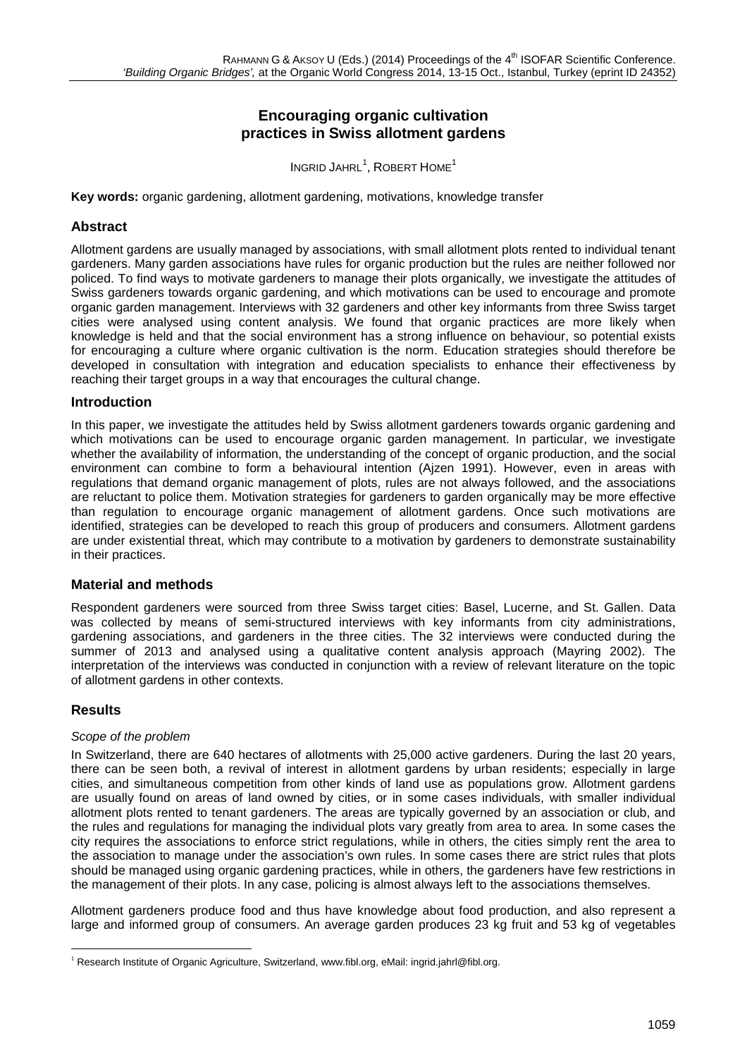# Encouraging organic cultivation practices in Swiss allotment gardens

INGRID JAHRL[1], ROBERT HOME[1]

**Key words:** organic gardening, allotment gardening, motivations, knowledge transfer

## Abstract

Allotment gardens are usually managed by associations, with small allotment plots rented to individual tenant gardeners. Many garden associations have rules for organic production but the rules are neither followed nor policed. To find ways to motivate gardeners to manage their plots organically, we investigate the attitudes of Swiss gardeners towards organic gardening, and which motivations can be used to encourage and promote organic garden management. Interviews with 32 gardeners and other key informants from three Swiss target cities were analysed using content analysis. We found that organic practices are more likely when knowledge is held and that the social environment has a strong influence on behaviour, so potential exists for encouraging a culture where organic cultivation is the norm. Education strategies should therefore be developed in consultation with integration and education specialists to enhance their effectiveness by reaching their target groups in a way that encourages the cultural change.

## Introduction

In this paper, we investigate the attitudes held by Swiss allotment gardeners towards organic gardening and which motivations can be used to encourage organic garden management. In particular, we investigate whether the availability of information, the understanding of the concept of organic production, and the social environment can combine to form a behavioural intention (Ajzen 1991). However, even in areas with regulations that demand organic management of plots, rules are not always followed, and the associations are reluctant to police them. Motivation strategies for gardeners to garden organically may be more effective than regulation to encourage organic management of allotment gardens. Once such motivations are identified, strategies can be developed to reach this group of producers and consumers. Allotment gardens are under existential threat, which may contribute to a motivation by gardeners to demonstrate sustainability in their practices.

## Material and methods

Respondent gardeners were sourced from three Swiss target cities: Basel, Lucerne, and St. Gallen. Data was collected by means of semi-structured interviews with key informants from city administrations, gardening associations, and gardeners in the three cities. The 32 interviews were conducted during the summer of 2013 and analysed using a qualitative content analysis approach (Mayring 2002). The interpretation of the interviews was conducted in conjunction with a review of relevant literature on the topic of allotment gardens in other contexts.

## Results

### *Scope of the problem*

In Switzerland, there are 640 hectares of allotments with 25,000 active gardeners. During the last 20 years, there can be seen both, a revival of interest in allotment gardens by urban residents; especially in large cities, and simultaneous competition from other kinds of land use as populations grow. Allotment gardens are usually found on areas of land owned by cities, or in some cases individuals, with smaller individual allotment plots rented to tenant gardeners. The areas are typically governed by an association or club, and the rules and regulations for managing the individual plots vary greatly from area to area. In some cases the city requires the associations to enforce strict regulations, while in others, the cities simply rent the area to the association to manage under the association's own rules. In some cases there are strict rules that plots should be managed using organic gardening practices, while in others, the gardeners have few restrictions in the management of their plots. In any case, policing is almost always left to the associations themselves.

Allotment gardeners produce food and thus have knowledge about food production, and also represent a large and informed group of consumers. An average garden produces 23 kg fruit and 53 kg of vegetables

[1] Research Institute of Organic Agriculture, Switzerland, www.fibl.org, eMail: ingrid.jahrl@fibl.org.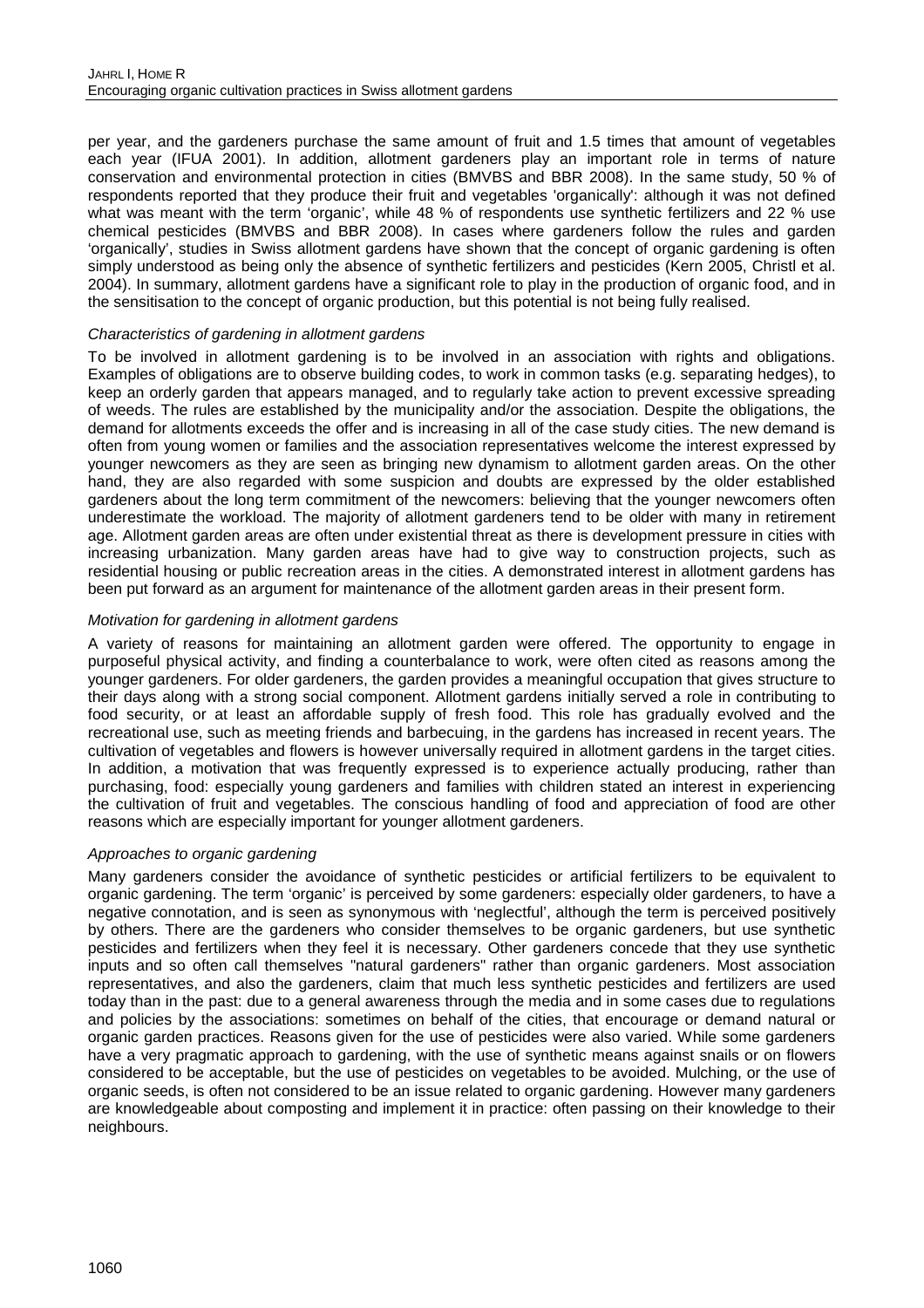per year, and the gardeners purchase the same amount of fruit and 1.5 times that amount of vegetables each year (IFUA 2001). In addition, allotment gardeners play an important role in terms of nature conservation and environmental protection in cities (BMVBS and BBR 2008). In the same study, 50 % of respondents reported that they produce their fruit and vegetables 'organically': although it was not defined what was meant with the term 'organic', while 48 % of respondents use synthetic fertilizers and 22 % use chemical pesticides (BMVBS and BBR 2008). In cases where gardeners follow the rules and garden 'organically', studies in Swiss allotment gardens have shown that the concept of organic gardening is often simply understood as being only the absence of synthetic fertilizers and pesticides (Kern 2005, Christl et al. 2004). In summary, allotment gardens have a significant role to play in the production of organic food, and in the sensitisation to the concept of organic production, but this potential is not being fully realised.

### *Characteristics of gardening in allotment gardens*

To be involved in allotment gardening is to be involved in an association with rights and obligations. Examples of obligations are to observe building codes, to work in common tasks (e.g. separating hedges), to keep an orderly garden that appears managed, and to regularly take action to prevent excessive spreading of weeds. The rules are established by the municipality and/or the association. Despite the obligations, the demand for allotments exceeds the offer and is increasing in all of the case study cities. The new demand is often from young women or families and the association representatives welcome the interest expressed by younger newcomers as they are seen as bringing new dynamism to allotment garden areas. On the other hand, they are also regarded with some suspicion and doubts are expressed by the older established gardeners about the long term commitment of the newcomers: believing that the younger newcomers often underestimate the workload. The majority of allotment gardeners tend to be older with many in retirement age. Allotment garden areas are often under existential threat as there is development pressure in cities with increasing urbanization. Many garden areas have had to give way to construction projects, such as residential housing or public recreation areas in the cities. A demonstrated interest in allotment gardens has been put forward as an argument for maintenance of the allotment garden areas in their present form.

### *Motivation for gardening in allotment gardens*

A variety of reasons for maintaining an allotment garden were offered. The opportunity to engage in purposeful physical activity, and finding a counterbalance to work, were often cited as reasons among the younger gardeners. For older gardeners, the garden provides a meaningful occupation that gives structure to their days along with a strong social component. Allotment gardens initially served a role in contributing to food security, or at least an affordable supply of fresh food. This role has gradually evolved and the recreational use, such as meeting friends and barbecuing, in the gardens has increased in recent years. The cultivation of vegetables and flowers is however universally required in allotment gardens in the target cities. In addition, a motivation that was frequently expressed is to experience actually producing, rather than purchasing, food: especially young gardeners and families with children stated an interest in experiencing the cultivation of fruit and vegetables. The conscious handling of food and appreciation of food are other reasons which are especially important for younger allotment gardeners.

### *Approaches to organic gardening*

Many gardeners consider the avoidance of synthetic pesticides or artificial fertilizers to be equivalent to organic gardening. The term 'organic' is perceived by some gardeners: especially older gardeners, to have a negative connotation, and is seen as synonymous with 'neglectful', although the term is perceived positively by others. There are the gardeners who consider themselves to be organic gardeners, but use synthetic pesticides and fertilizers when they feel it is necessary. Other gardeners concede that they use synthetic inputs and so often call themselves "natural gardeners" rather than organic gardeners. Most association representatives, and also the gardeners, claim that much less synthetic pesticides and fertilizers are used today than in the past: due to a general awareness through the media and in some cases due to regulations and policies by the associations: sometimes on behalf of the cities, that encourage or demand natural or organic garden practices. Reasons given for the use of pesticides were also varied. While some gardeners have a very pragmatic approach to gardening, with the use of synthetic means against snails or on flowers considered to be acceptable, but the use of pesticides on vegetables to be avoided. Mulching, or the use of organic seeds, is often not considered to be an issue related to organic gardening. However many gardeners are knowledgeable about composting and implement it in practice: often passing on their knowledge to their neighbours.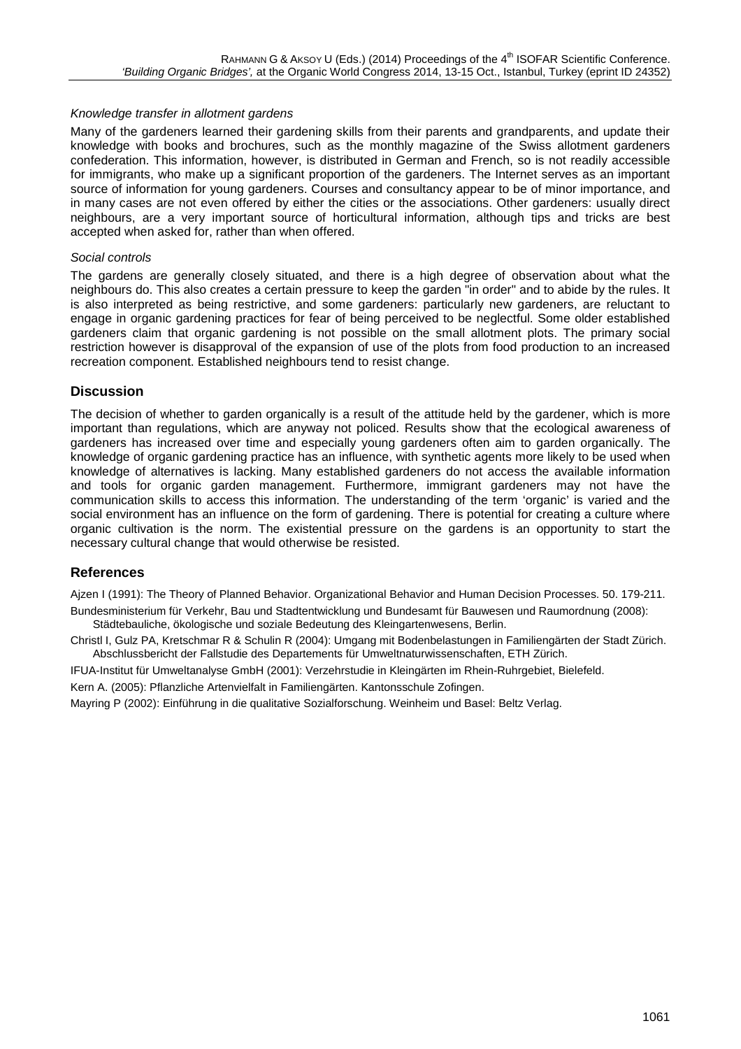*Knowledge transfer in allotment gardens*

Many of the gardeners learned their gardening skills from their parents and grandparents, and update their knowledge with books and brochures, such as the monthly magazine of the Swiss allotment gardeners confederation. This information, however, is distributed in German and French, so is not readily accessible for immigrants, who make up a significant proportion of the gardeners. The Internet serves as an important source of information for young gardeners. Courses and consultancy appear to be of minor importance, and in many cases are not even offered by either the cities or the associations. Other gardeners: usually direct neighbours, are a very important source of horticultural information, although tips and tricks are best accepted when asked for, rather than when offered.

*Social controls*

The gardens are generally closely situated, and there is a high degree of observation about what the neighbours do. This also creates a certain pressure to keep the garden "in order" and to abide by the rules. It is also interpreted as being restrictive, and some gardeners: particularly new gardeners, are reluctant to engage in organic gardening practices for fear of being perceived to be neglectful. Some older established gardeners claim that organic gardening is not possible on the small allotment plots. The primary social restriction however is disapproval of the expansion of use of the plots from food production to an increased recreation component. Established neighbours tend to resist change.

## Discussion

The decision of whether to garden organically is a result of the attitude held by the gardener, which is more important than regulations, which are anyway not policed. Results show that the ecological awareness of gardeners has increased over time and especially young gardeners often aim to garden organically. The knowledge of organic gardening practice has an influence, with synthetic agents more likely to be used when knowledge of alternatives is lacking. Many established gardeners do not access the available information and tools for organic garden management. Furthermore, immigrant gardeners may not have the communication skills to access this information. The understanding of the term 'organic' is varied and the social environment has an influence on the form of gardening. There is potential for creating a culture where organic cultivation is the norm. The existential pressure on the gardens is an opportunity to start the necessary cultural change that would otherwise be resisted.

## References

Ajzen I (1991): The Theory of Planned Behavior. Organizational Behavior and Human Decision Processes. 50. 179-211.

Bundesministerium für Verkehr, Bau und Stadtentwicklung und Bundesamt für Bauwesen und Raumordnung (2008): Städtebauliche, ökologische und soziale Bedeutung des Kleingartenwesens, Berlin.

Christl I, Gulz PA, Kretschmar R & Schulin R (2004): Umgang mit Bodenbelastungen in Familiengärten der Stadt Zürich. Abschlussbericht der Fallstudie des Departements für Umweltnaturwissenschaften, ETH Zürich.

IFUA-Institut für Umweltanalyse GmbH (2001): Verzehrstudie in Kleingärten im Rhein-Ruhrgebiet, Bielefeld.

Kern A. (2005): Pflanzliche Artenvielfalt in Familiengärten. Kantonsschule Zofingen.

Mayring P (2002): Einführung in die qualitative Sozialforschung. Weinheim und Basel: Beltz Verlag.